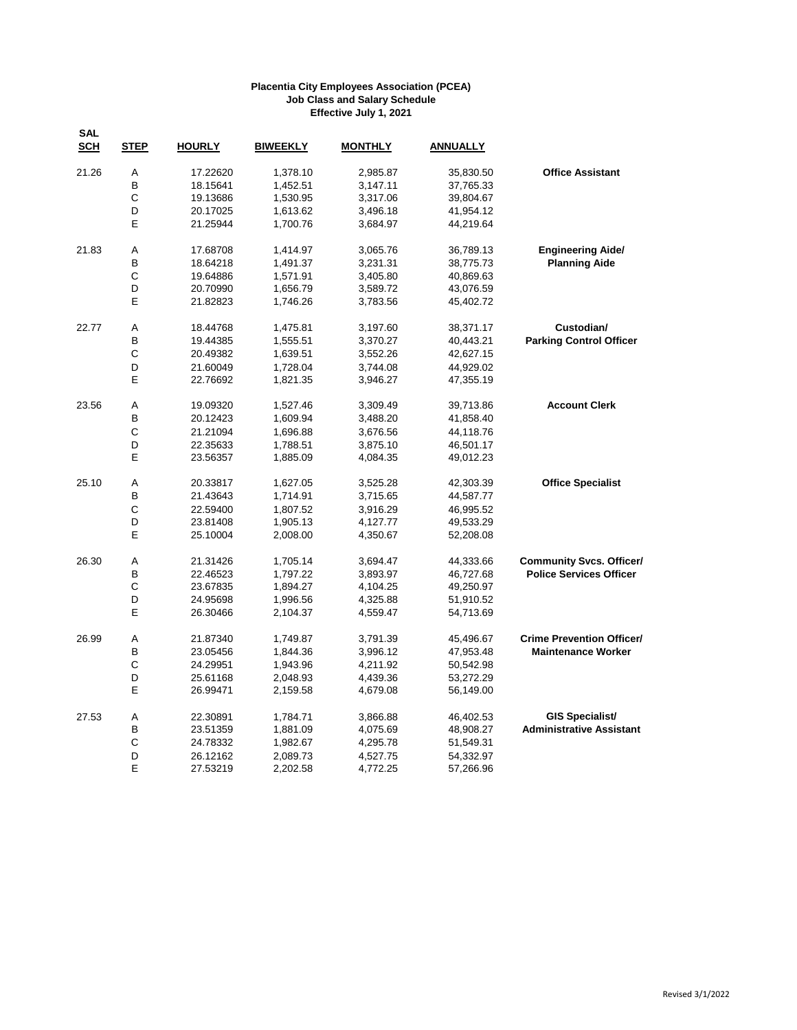**Placentia City Employees Association (PCEA)**
**Job Class and Salary Schedule**
**Effective July 1, 2021**

| SAL SCH | STEP | HOURLY | BIWEEKLY | MONTHLY | ANNUALLY | |
|---|---|---|---|---|---|---|
| 21.26 | A | 17.22620 | 1,378.10 | 2,985.87 | 35,830.50 | **Office Assistant** |
| | B | 18.15641 | 1,452.51 | 3,147.11 | 37,765.33 | |
| | C | 19.13686 | 1,530.95 | 3,317.06 | 39,804.67 | |
| | D | 20.17025 | 1,613.62 | 3,496.18 | 41,954.12 | |
| | E | 21.25944 | 1,700.76 | 3,684.97 | 44,219.64 | |
| 21.83 | A | 17.68708 | 1,414.97 | 3,065.76 | 36,789.13 | **Engineering Aide/** |
| | B | 18.64218 | 1,491.37 | 3,231.31 | 38,775.73 | **Planning Aide** |
| | C | 19.64886 | 1,571.91 | 3,405.80 | 40,869.63 | |
| | D | 20.70990 | 1,656.79 | 3,589.72 | 43,076.59 | |
| | E | 21.82823 | 1,746.26 | 3,783.56 | 45,402.72 | |
| 22.77 | A | 18.44768 | 1,475.81 | 3,197.60 | 38,371.17 | **Custodian/** |
| | B | 19.44385 | 1,555.51 | 3,370.27 | 40,443.21 | **Parking Control Officer** |
| | C | 20.49382 | 1,639.51 | 3,552.26 | 42,627.15 | |
| | D | 21.60049 | 1,728.04 | 3,744.08 | 44,929.02 | |
| | E | 22.76692 | 1,821.35 | 3,946.27 | 47,355.19 | |
| 23.56 | A | 19.09320 | 1,527.46 | 3,309.49 | 39,713.86 | **Account Clerk** |
| | B | 20.12423 | 1,609.94 | 3,488.20 | 41,858.40 | |
| | C | 21.21094 | 1,696.88 | 3,676.56 | 44,118.76 | |
| | D | 22.35633 | 1,788.51 | 3,875.10 | 46,501.17 | |
| | E | 23.56357 | 1,885.09 | 4,084.35 | 49,012.23 | |
| 25.10 | A | 20.33817 | 1,627.05 | 3,525.28 | 42,303.39 | **Office Specialist** |
| | B | 21.43643 | 1,714.91 | 3,715.65 | 44,587.77 | |
| | C | 22.59400 | 1,807.52 | 3,916.29 | 46,995.52 | |
| | D | 23.81408 | 1,905.13 | 4,127.77 | 49,533.29 | |
| | E | 25.10004 | 2,008.00 | 4,350.67 | 52,208.08 | |
| 26.30 | A | 21.31426 | 1,705.14 | 3,694.47 | 44,333.66 | **Community Svcs. Officer/** |
| | B | 22.46523 | 1,797.22 | 3,893.97 | 46,727.68 | **Police Services Officer** |
| | C | 23.67835 | 1,894.27 | 4,104.25 | 49,250.97 | |
| | D | 24.95698 | 1,996.56 | 4,325.88 | 51,910.52 | |
| | E | 26.30466 | 2,104.37 | 4,559.47 | 54,713.69 | |
| 26.99 | A | 21.87340 | 1,749.87 | 3,791.39 | 45,496.67 | **Crime Prevention Officer/** |
| | B | 23.05456 | 1,844.36 | 3,996.12 | 47,953.48 | **Maintenance Worker** |
| | C | 24.29951 | 1,943.96 | 4,211.92 | 50,542.98 | |
| | D | 25.61168 | 2,048.93 | 4,439.36 | 53,272.29 | |
| | E | 26.99471 | 2,159.58 | 4,679.08 | 56,149.00 | |
| 27.53 | A | 22.30891 | 1,784.71 | 3,866.88 | 46,402.53 | **GIS Specialist/** |
| | B | 23.51359 | 1,881.09 | 4,075.69 | 48,908.27 | **Administrative Assistant** |
| | C | 24.78332 | 1,982.67 | 4,295.78 | 51,549.31 | |
| | D | 26.12162 | 2,089.73 | 4,527.75 | 54,332.97 | |
| | E | 27.53219 | 2,202.58 | 4,772.25 | 57,266.96 | |

Revised 3/1/2022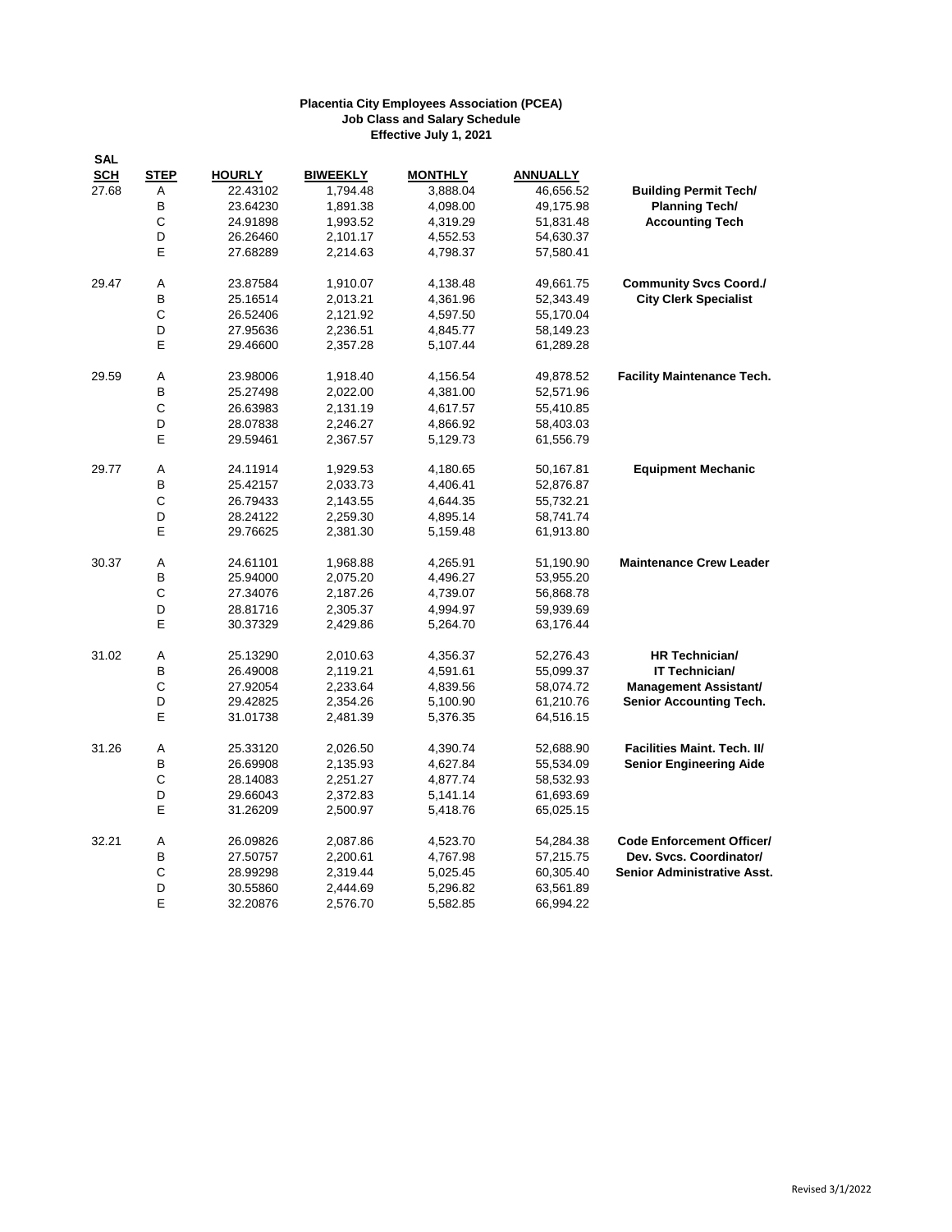**Placentia City Employees Association (PCEA)**
**Job Class and Salary Schedule**
**Effective July 1, 2021**

| SAL SCH | STEP | HOURLY | BIWEEKLY | MONTHLY | ANNUALLY | |
|---|---|---|---|---|---|---|
| 27.68 | A | 22.43102 | 1,794.48 | 3,888.04 | 46,656.52 | **Building Permit Tech/** |
| | B | 23.64230 | 1,891.38 | 4,098.00 | 49,175.98 | **Planning Tech/** |
| | C | 24.91898 | 1,993.52 | 4,319.29 | 51,831.48 | **Accounting Tech** |
| | D | 26.26460 | 2,101.17 | 4,552.53 | 54,630.37 | |
| | E | 27.68289 | 2,214.63 | 4,798.37 | 57,580.41 | |
| 29.47 | A | 23.87584 | 1,910.07 | 4,138.48 | 49,661.75 | **Community Svcs Coord./** |
| | B | 25.16514 | 2,013.21 | 4,361.96 | 52,343.49 | **City Clerk Specialist** |
| | C | 26.52406 | 2,121.92 | 4,597.50 | 55,170.04 | |
| | D | 27.95636 | 2,236.51 | 4,845.77 | 58,149.23 | |
| | E | 29.46600 | 2,357.28 | 5,107.44 | 61,289.28 | |
| 29.59 | A | 23.98006 | 1,918.40 | 4,156.54 | 49,878.52 | **Facility Maintenance Tech.** |
| | B | 25.27498 | 2,022.00 | 4,381.00 | 52,571.96 | |
| | C | 26.63983 | 2,131.19 | 4,617.57 | 55,410.85 | |
| | D | 28.07838 | 2,246.27 | 4,866.92 | 58,403.03 | |
| | E | 29.59461 | 2,367.57 | 5,129.73 | 61,556.79 | |
| 29.77 | A | 24.11914 | 1,929.53 | 4,180.65 | 50,167.81 | **Equipment Mechanic** |
| | B | 25.42157 | 2,033.73 | 4,406.41 | 52,876.87 | |
| | C | 26.79433 | 2,143.55 | 4,644.35 | 55,732.21 | |
| | D | 28.24122 | 2,259.30 | 4,895.14 | 58,741.74 | |
| | E | 29.76625 | 2,381.30 | 5,159.48 | 61,913.80 | |
| 30.37 | A | 24.61101 | 1,968.88 | 4,265.91 | 51,190.90 | **Maintenance Crew Leader** |
| | B | 25.94000 | 2,075.20 | 4,496.27 | 53,955.20 | |
| | C | 27.34076 | 2,187.26 | 4,739.07 | 56,868.78 | |
| | D | 28.81716 | 2,305.37 | 4,994.97 | 59,939.69 | |
| | E | 30.37329 | 2,429.86 | 5,264.70 | 63,176.44 | |
| 31.02 | A | 25.13290 | 2,010.63 | 4,356.37 | 52,276.43 | **HR Technician/** |
| | B | 26.49008 | 2,119.21 | 4,591.61 | 55,099.37 | **IT Technician/** |
| | C | 27.92054 | 2,233.64 | 4,839.56 | 58,074.72 | **Management Assistant/** |
| | D | 29.42825 | 2,354.26 | 5,100.90 | 61,210.76 | **Senior Accounting Tech.** |
| | E | 31.01738 | 2,481.39 | 5,376.35 | 64,516.15 | |
| 31.26 | A | 25.33120 | 2,026.50 | 4,390.74 | 52,688.90 | **Facilities Maint. Tech. II/** |
| | B | 26.69908 | 2,135.93 | 4,627.84 | 55,534.09 | **Senior Engineering Aide** |
| | C | 28.14083 | 2,251.27 | 4,877.74 | 58,532.93 | |
| | D | 29.66043 | 2,372.83 | 5,141.14 | 61,693.69 | |
| | E | 31.26209 | 2,500.97 | 5,418.76 | 65,025.15 | |
| 32.21 | A | 26.09826 | 2,087.86 | 4,523.70 | 54,284.38 | **Code Enforcement Officer/** |
| | B | 27.50757 | 2,200.61 | 4,767.98 | 57,215.75 | **Dev. Svcs. Coordinator/** |
| | C | 28.99298 | 2,319.44 | 5,025.45 | 60,305.40 | **Senior Administrative Asst.** |
| | D | 30.55860 | 2,444.69 | 5,296.82 | 63,561.89 | |
| | E | 32.20876 | 2,576.70 | 5,582.85 | 66,994.22 | |

Revised 3/1/2022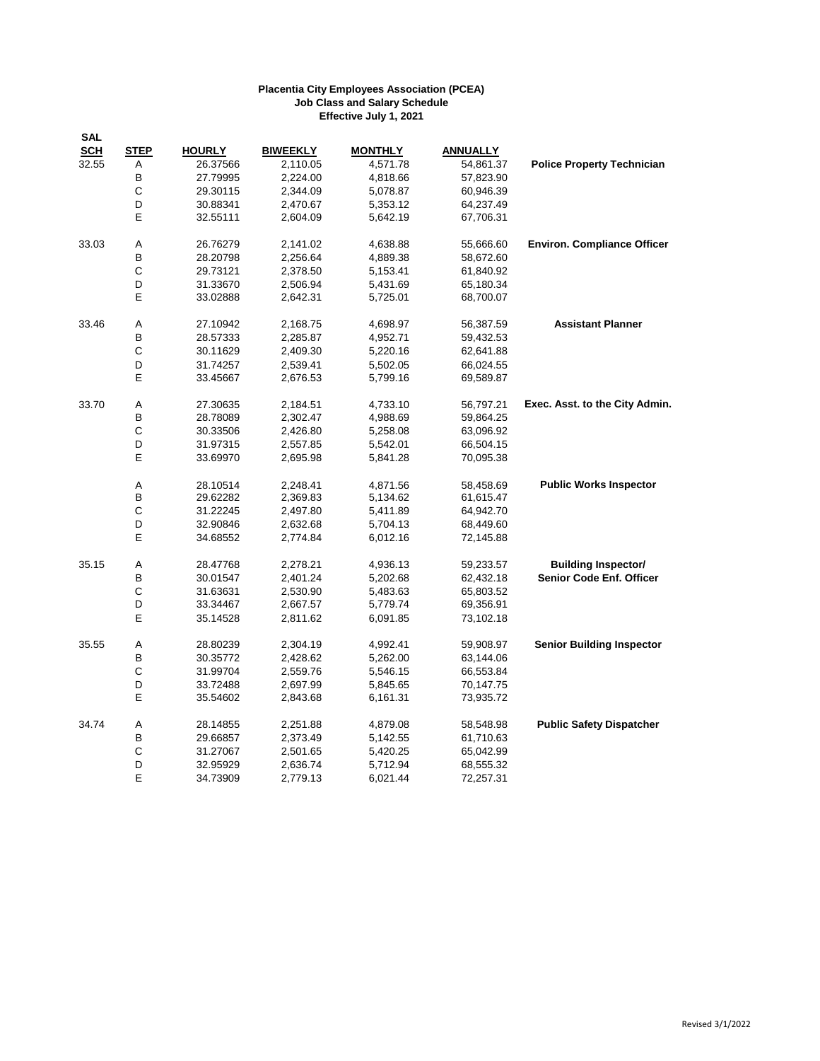**Placentia City Employees Association (PCEA)**
**Job Class and Salary Schedule**
**Effective July 1, 2021**

| SAL SCH | STEP | HOURLY | BIWEEKLY | MONTHLY | ANNUALLY | |
|---|---|---|---|---|---|---|
| 32.55 | A | 26.37566 | 2,110.05 | 4,571.78 | 54,861.37 | **Police Property Technician** |
| | B | 27.79995 | 2,224.00 | 4,818.66 | 57,823.90 | |
| | C | 29.30115 | 2,344.09 | 5,078.87 | 60,946.39 | |
| | D | 30.88341 | 2,470.67 | 5,353.12 | 64,237.49 | |
| | E | 32.55111 | 2,604.09 | 5,642.19 | 67,706.31 | |
| 33.03 | A | 26.76279 | 2,141.02 | 4,638.88 | 55,666.60 | **Environ. Compliance Officer** |
| | B | 28.20798 | 2,256.64 | 4,889.38 | 58,672.60 | |
| | C | 29.73121 | 2,378.50 | 5,153.41 | 61,840.92 | |
| | D | 31.33670 | 2,506.94 | 5,431.69 | 65,180.34 | |
| | E | 33.02888 | 2,642.31 | 5,725.01 | 68,700.07 | |
| 33.46 | A | 27.10942 | 2,168.75 | 4,698.97 | 56,387.59 | **Assistant Planner** |
| | B | 28.57333 | 2,285.87 | 4,952.71 | 59,432.53 | |
| | C | 30.11629 | 2,409.30 | 5,220.16 | 62,641.88 | |
| | D | 31.74257 | 2,539.41 | 5,502.05 | 66,024.55 | |
| | E | 33.45667 | 2,676.53 | 5,799.16 | 69,589.87 | |
| 33.70 | A | 27.30635 | 2,184.51 | 4,733.10 | 56,797.21 | **Exec. Asst. to the City Admin.** |
| | B | 28.78089 | 2,302.47 | 4,988.69 | 59,864.25 | |
| | C | 30.33506 | 2,426.80 | 5,258.08 | 63,096.92 | |
| | D | 31.97315 | 2,557.85 | 5,542.01 | 66,504.15 | |
| | E | 33.69970 | 2,695.98 | 5,841.28 | 70,095.38 | |
| | A | 28.10514 | 2,248.41 | 4,871.56 | 58,458.69 | **Public Works Inspector** |
| | B | 29.62282 | 2,369.83 | 5,134.62 | 61,615.47 | |
| | C | 31.22245 | 2,497.80 | 5,411.89 | 64,942.70 | |
| | D | 32.90846 | 2,632.68 | 5,704.13 | 68,449.60 | |
| | E | 34.68552 | 2,774.84 | 6,012.16 | 72,145.88 | |
| 35.15 | A | 28.47768 | 2,278.21 | 4,936.13 | 59,233.57 | **Building Inspector/ Senior Code Enf. Officer** |
| | B | 30.01547 | 2,401.24 | 5,202.68 | 62,432.18 | |
| | C | 31.63631 | 2,530.90 | 5,483.63 | 65,803.52 | |
| | D | 33.34467 | 2,667.57 | 5,779.74 | 69,356.91 | |
| | E | 35.14528 | 2,811.62 | 6,091.85 | 73,102.18 | |
| 35.55 | A | 28.80239 | 2,304.19 | 4,992.41 | 59,908.97 | **Senior Building Inspector** |
| | B | 30.35772 | 2,428.62 | 5,262.00 | 63,144.06 | |
| | C | 31.99704 | 2,559.76 | 5,546.15 | 66,553.84 | |
| | D | 33.72488 | 2,697.99 | 5,845.65 | 70,147.75 | |
| | E | 35.54602 | 2,843.68 | 6,161.31 | 73,935.72 | |
| 34.74 | A | 28.14855 | 2,251.88 | 4,879.08 | 58,548.98 | **Public Safety Dispatcher** |
| | B | 29.66857 | 2,373.49 | 5,142.55 | 61,710.63 | |
| | C | 31.27067 | 2,501.65 | 5,420.25 | 65,042.99 | |
| | D | 32.95929 | 2,636.74 | 5,712.94 | 68,555.32 | |
| | E | 34.73909 | 2,779.13 | 6,021.44 | 72,257.31 | |

Revised 3/1/2022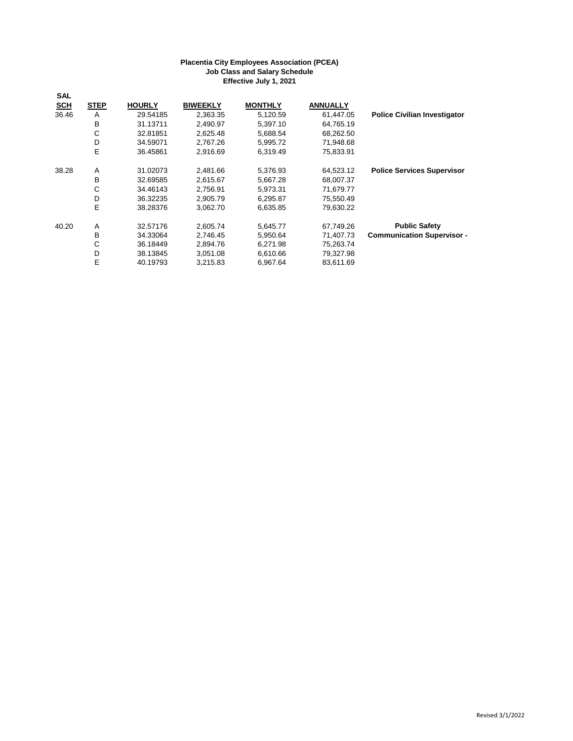**Placentia City Employees Association (PCEA)**
**Job Class and Salary Schedule**
**Effective July 1, 2021**

| SAL SCH | STEP | HOURLY | BIWEEKLY | MONTHLY | ANNUALLY | |
|---|---|---|---|---|---|---|
| 36.46 | A | 29.54185 | 2,363.35 | 5,120.59 | 61,447.05 | **Police Civilian Investigator** |
| | B | 31.13711 | 2,490.97 | 5,397.10 | 64,765.19 | |
| | C | 32.81851 | 2,625.48 | 5,688.54 | 68,262.50 | |
| | D | 34.59071 | 2,767.26 | 5,995.72 | 71,948.68 | |
| | E | 36.45861 | 2,916.69 | 6,319.49 | 75,833.91 | |
| 38.28 | A | 31.02073 | 2,481.66 | 5,376.93 | 64,523.12 | **Police Services Supervisor** |
| | B | 32.69585 | 2,615.67 | 5,667.28 | 68,007.37 | |
| | C | 34.46143 | 2,756.91 | 5,973.31 | 71,679.77 | |
| | D | 36.32235 | 2,905.79 | 6,295.87 | 75,550.49 | |
| | E | 38.28376 | 3,062.70 | 6,635.85 | 79,630.22 | |
| 40.20 | A | 32.57176 | 2,605.74 | 5,645.77 | 67,749.26 | **Public Safety Communication Supervisor -** |
| | B | 34.33064 | 2,746.45 | 5,950.64 | 71,407.73 | |
| | C | 36.18449 | 2,894.76 | 6,271.98 | 75,263.74 | |
| | D | 38.13845 | 3,051.08 | 6,610.66 | 79,327.98 | |
| | E | 40.19793 | 3,215.83 | 6,967.64 | 83,611.69 | |

Revised 3/1/2022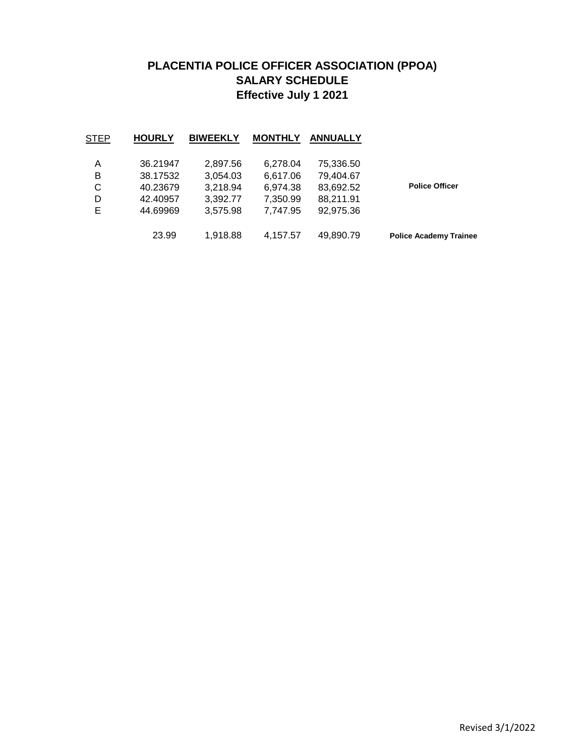# PLACENTIA POLICE OFFICER ASSOCIATION (PPOA)
## SALARY SCHEDULE
### Effective July 1 2021

| STEP | HOURLY | BIWEEKLY | MONTHLY | ANNUALLY | |
|---|---|---|---|---|---|
| A | 36.21947 | 2,897.56 | 6,278.04 | 75,336.50 | |
| B | 38.17532 | 3,054.03 | 6,617.06 | 79,404.67 | |
| C | 40.23679 | 3,218.94 | 6,974.38 | 83,692.52 | **Police Officer** |
| D | 42.40957 | 3,392.77 | 7,350.99 | 88,211.91 | |
| E | 44.69969 | 3,575.98 | 7,747.95 | 92,975.36 | |
| | 23.99 | 1,918.88 | 4,157.57 | 49,890.79 | **Police Academy Trainee** |

Revised 3/1/2022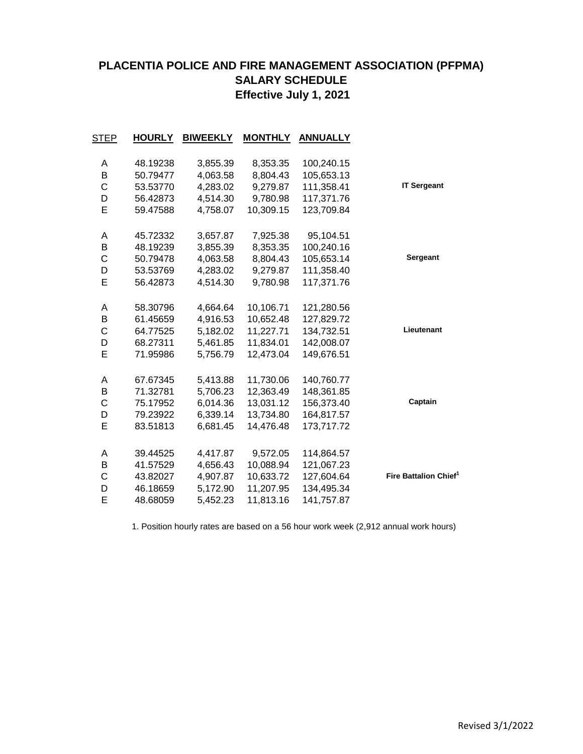# PLACENTIA POLICE AND FIRE MANAGEMENT ASSOCIATION (PFPMA)
## SALARY SCHEDULE
## Effective July 1, 2021

| STEP | HOURLY | BIWEEKLY | MONTHLY | ANNUALLY | |
|---|---|---|---|---|---|
| A | 48.19238 | 3,855.39 | 8,353.35 | 100,240.15 | |
| B | 50.79477 | 4,063.58 | 8,804.43 | 105,653.13 | |
| C | 53.53770 | 4,283.02 | 9,279.87 | 111,358.41 | **IT Sergeant** |
| D | 56.42873 | 4,514.30 | 9,780.98 | 117,371.76 | |
| E | 59.47588 | 4,758.07 | 10,309.15 | 123,709.84 | |
| A | 45.72332 | 3,657.87 | 7,925.38 | 95,104.51 | |
| B | 48.19239 | 3,855.39 | 8,353.35 | 100,240.16 | |
| C | 50.79478 | 4,063.58 | 8,804.43 | 105,653.14 | **Sergeant** |
| D | 53.53769 | 4,283.02 | 9,279.87 | 111,358.40 | |
| E | 56.42873 | 4,514.30 | 9,780.98 | 117,371.76 | |
| A | 58.30796 | 4,664.64 | 10,106.71 | 121,280.56 | |
| B | 61.45659 | 4,916.53 | 10,652.48 | 127,829.72 | |
| C | 64.77525 | 5,182.02 | 11,227.71 | 134,732.51 | **Lieutenant** |
| D | 68.27311 | 5,461.85 | 11,834.01 | 142,008.07 | |
| E | 71.95986 | 5,756.79 | 12,473.04 | 149,676.51 | |
| A | 67.67345 | 5,413.88 | 11,730.06 | 140,760.77 | |
| B | 71.32781 | 5,706.23 | 12,363.49 | 148,361.85 | |
| C | 75.17952 | 6,014.36 | 13,031.12 | 156,373.40 | **Captain** |
| D | 79.23922 | 6,339.14 | 13,734.80 | 164,817.57 | |
| E | 83.51813 | 6,681.45 | 14,476.48 | 173,717.72 | |
| A | 39.44525 | 4,417.87 | 9,572.05 | 114,864.57 | |
| B | 41.57529 | 4,656.43 | 10,088.94 | 121,067.23 | |
| C | 43.82027 | 4,907.87 | 10,633.72 | 127,604.64 | **Fire Battalion Chief[1]** |
| D | 46.18659 | 5,172.90 | 11,207.95 | 134,495.34 | |
| E | 48.68059 | 5,452.23 | 11,813.16 | 141,757.87 | |

1. Position hourly rates are based on a 56 hour work week (2,912 annual work hours)

Revised 3/1/2022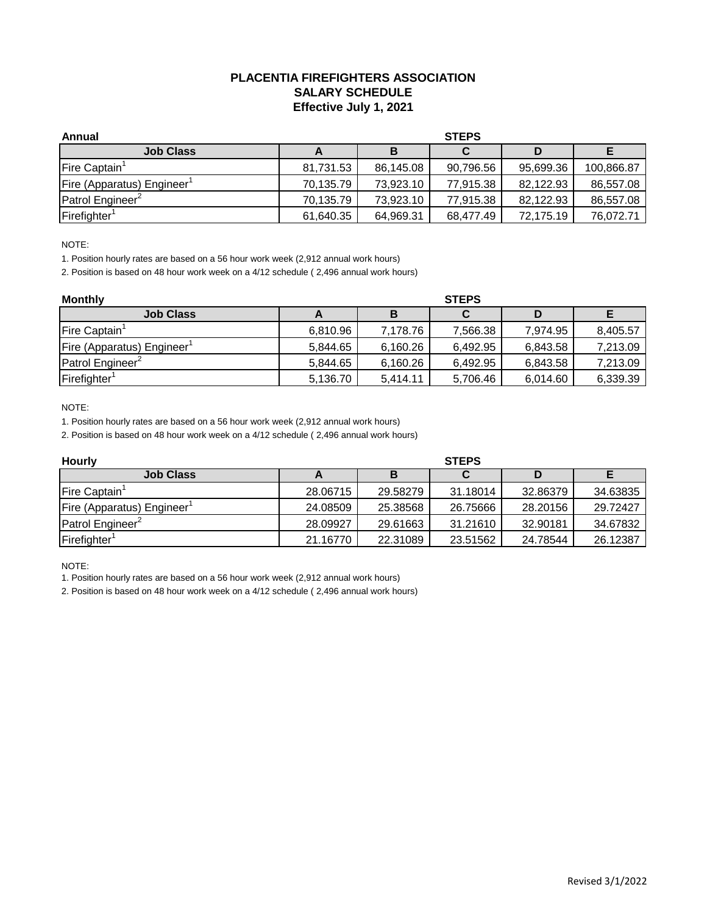# PLACENTIA FIREFIGHTERS ASSOCIATION
## SALARY SCHEDULE
### Effective July 1, 2021

**Annual**

| Job Class | STEPS A | B | C | D | E |
|---|---|---|---|---|---|
| Fire Captain[1] | 81,731.53 | 86,145.08 | 90,796.56 | 95,699.36 | 100,866.87 |
| Fire (Apparatus) Engineer[1] | 70,135.79 | 73,923.10 | 77,915.38 | 82,122.93 | 86,557.08 |
| Patrol Engineer[2] | 70,135.79 | 73,923.10 | 77,915.38 | 82,122.93 | 86,557.08 |
| Firefighter[1] | 61,640.35 | 64,969.31 | 68,477.49 | 72,175.19 | 76,072.71 |

NOTE:

1. Position hourly rates are based on a 56 hour work week (2,912 annual work hours)
2. Position is based on 48 hour work week on a 4/12 schedule ( 2,496 annual work hours)

**Monthly**

| Job Class | STEPS A | B | C | D | E |
|---|---|---|---|---|---|
| Fire Captain[1] | 6,810.96 | 7,178.76 | 7,566.38 | 7,974.95 | 8,405.57 |
| Fire (Apparatus) Engineer[1] | 5,844.65 | 6,160.26 | 6,492.95 | 6,843.58 | 7,213.09 |
| Patrol Engineer[2] | 5,844.65 | 6,160.26 | 6,492.95 | 6,843.58 | 7,213.09 |
| Firefighter[1] | 5,136.70 | 5,414.11 | 5,706.46 | 6,014.60 | 6,339.39 |

NOTE:

1. Position hourly rates are based on a 56 hour work week (2,912 annual work hours)
2. Position is based on 48 hour work week on a 4/12 schedule ( 2,496 annual work hours)

**Hourly**

| Job Class | STEPS A | B | C | D | E |
|---|---|---|---|---|---|
| Fire Captain[1] | 28.06715 | 29.58279 | 31.18014 | 32.86379 | 34.63835 |
| Fire (Apparatus) Engineer[1] | 24.08509 | 25.38568 | 26.75666 | 28.20156 | 29.72427 |
| Patrol Engineer[2] | 28.09927 | 29.61663 | 31.21610 | 32.90181 | 34.67832 |
| Firefighter[1] | 21.16770 | 22.31089 | 23.51562 | 24.78544 | 26.12387 |

NOTE:

1. Position hourly rates are based on a 56 hour work week (2,912 annual work hours)
2. Position is based on 48 hour work week on a 4/12 schedule ( 2,496 annual work hours)

Revised 3/1/2022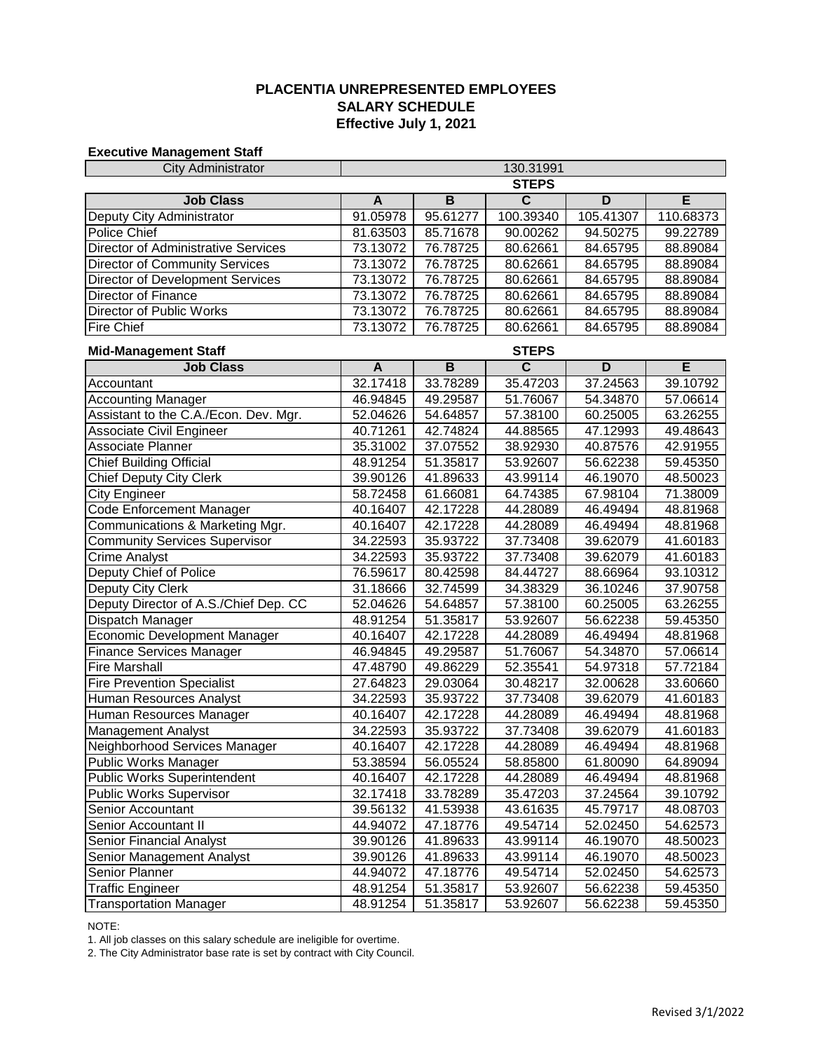# PLACENTIA UNREPRESENTED EMPLOYEES
## SALARY SCHEDULE
### Effective July 1, 2021

**Executive Management Staff**

| City Administrator | 130.31991 | | | | |
|---|---|---|---|---|---|
| | STEPS | | | | |
| **Job Class** | **A** | **B** | **C** | **D** | **E** |
| Deputy City Administrator | 91.05978 | 95.61277 | 100.39340 | 105.41307 | 110.68373 |
| Police Chief | 81.63503 | 85.71678 | 90.00262 | 94.50275 | 99.22789 |
| Director of Administrative Services | 73.13072 | 76.78725 | 80.62661 | 84.65795 | 88.89084 |
| Director of Community Services | 73.13072 | 76.78725 | 80.62661 | 84.65795 | 88.89084 |
| Director of Development Services | 73.13072 | 76.78725 | 80.62661 | 84.65795 | 88.89084 |
| Director of Finance | 73.13072 | 76.78725 | 80.62661 | 84.65795 | 88.89084 |
| Director of Public Works | 73.13072 | 76.78725 | 80.62661 | 84.65795 | 88.89084 |
| Fire Chief | 73.13072 | 76.78725 | 80.62661 | 84.65795 | 88.89084 |

**Mid-Management Staff**

| | STEPS | | | | |
|---|---|---|---|---|---|
| **Job Class** | **A** | **B** | **C** | **D** | **E** |
| Accountant | 32.17418 | 33.78289 | 35.47203 | 37.24563 | 39.10792 |
| Accounting Manager | 46.94845 | 49.29587 | 51.76067 | 54.34870 | 57.06614 |
| Assistant to the C.A./Econ. Dev. Mgr. | 52.04626 | 54.64857 | 57.38100 | 60.25005 | 63.26255 |
| Associate Civil Engineer | 40.71261 | 42.74824 | 44.88565 | 47.12993 | 49.48643 |
| Associate Planner | 35.31002 | 37.07552 | 38.92930 | 40.87576 | 42.91955 |
| Chief Building Official | 48.91254 | 51.35817 | 53.92607 | 56.62238 | 59.45350 |
| Chief Deputy City Clerk | 39.90126 | 41.89633 | 43.99114 | 46.19070 | 48.50023 |
| City Engineer | 58.72458 | 61.66081 | 64.74385 | 67.98104 | 71.38009 |
| Code Enforcement Manager | 40.16407 | 42.17228 | 44.28089 | 46.49494 | 48.81968 |
| Communications & Marketing Mgr. | 40.16407 | 42.17228 | 44.28089 | 46.49494 | 48.81968 |
| Community Services Supervisor | 34.22593 | 35.93722 | 37.73408 | 39.62079 | 41.60183 |
| Crime Analyst | 34.22593 | 35.93722 | 37.73408 | 39.62079 | 41.60183 |
| Deputy Chief of Police | 76.59617 | 80.42598 | 84.44727 | 88.66964 | 93.10312 |
| Deputy City Clerk | 31.18666 | 32.74599 | 34.38329 | 36.10246 | 37.90758 |
| Deputy Director of A.S./Chief Dep. CC | 52.04626 | 54.64857 | 57.38100 | 60.25005 | 63.26255 |
| Dispatch Manager | 48.91254 | 51.35817 | 53.92607 | 56.62238 | 59.45350 |
| Economic Development Manager | 40.16407 | 42.17228 | 44.28089 | 46.49494 | 48.81968 |
| Finance Services Manager | 46.94845 | 49.29587 | 51.76067 | 54.34870 | 57.06614 |
| Fire Marshall | 47.48790 | 49.86229 | 52.35541 | 54.97318 | 57.72184 |
| Fire Prevention Specialist | 27.64823 | 29.03064 | 30.48217 | 32.00628 | 33.60660 |
| Human Resources Analyst | 34.22593 | 35.93722 | 37.73408 | 39.62079 | 41.60183 |
| Human Resources Manager | 40.16407 | 42.17228 | 44.28089 | 46.49494 | 48.81968 |
| Management Analyst | 34.22593 | 35.93722 | 37.73408 | 39.62079 | 41.60183 |
| Neighborhood Services Manager | 40.16407 | 42.17228 | 44.28089 | 46.49494 | 48.81968 |
| Public Works Manager | 53.38594 | 56.05524 | 58.85800 | 61.80090 | 64.89094 |
| Public Works Superintendent | 40.16407 | 42.17228 | 44.28089 | 46.49494 | 48.81968 |
| Public Works Supervisor | 32.17418 | 33.78289 | 35.47203 | 37.24564 | 39.10792 |
| Senior Accountant | 39.56132 | 41.53938 | 43.61635 | 45.79717 | 48.08703 |
| Senior Accountant II | 44.94072 | 47.18776 | 49.54714 | 52.02450 | 54.62573 |
| Senior Financial Analyst | 39.90126 | 41.89633 | 43.99114 | 46.19070 | 48.50023 |
| Senior Management Analyst | 39.90126 | 41.89633 | 43.99114 | 46.19070 | 48.50023 |
| Senior Planner | 44.94072 | 47.18776 | 49.54714 | 52.02450 | 54.62573 |
| Traffic Engineer | 48.91254 | 51.35817 | 53.92607 | 56.62238 | 59.45350 |
| Transportation Manager | 48.91254 | 51.35817 | 53.92607 | 56.62238 | 59.45350 |

NOTE:

1. All job classes on this salary schedule are ineligible for overtime.
2. The City Administrator base rate is set by contract with City Council.

Revised 3/1/2022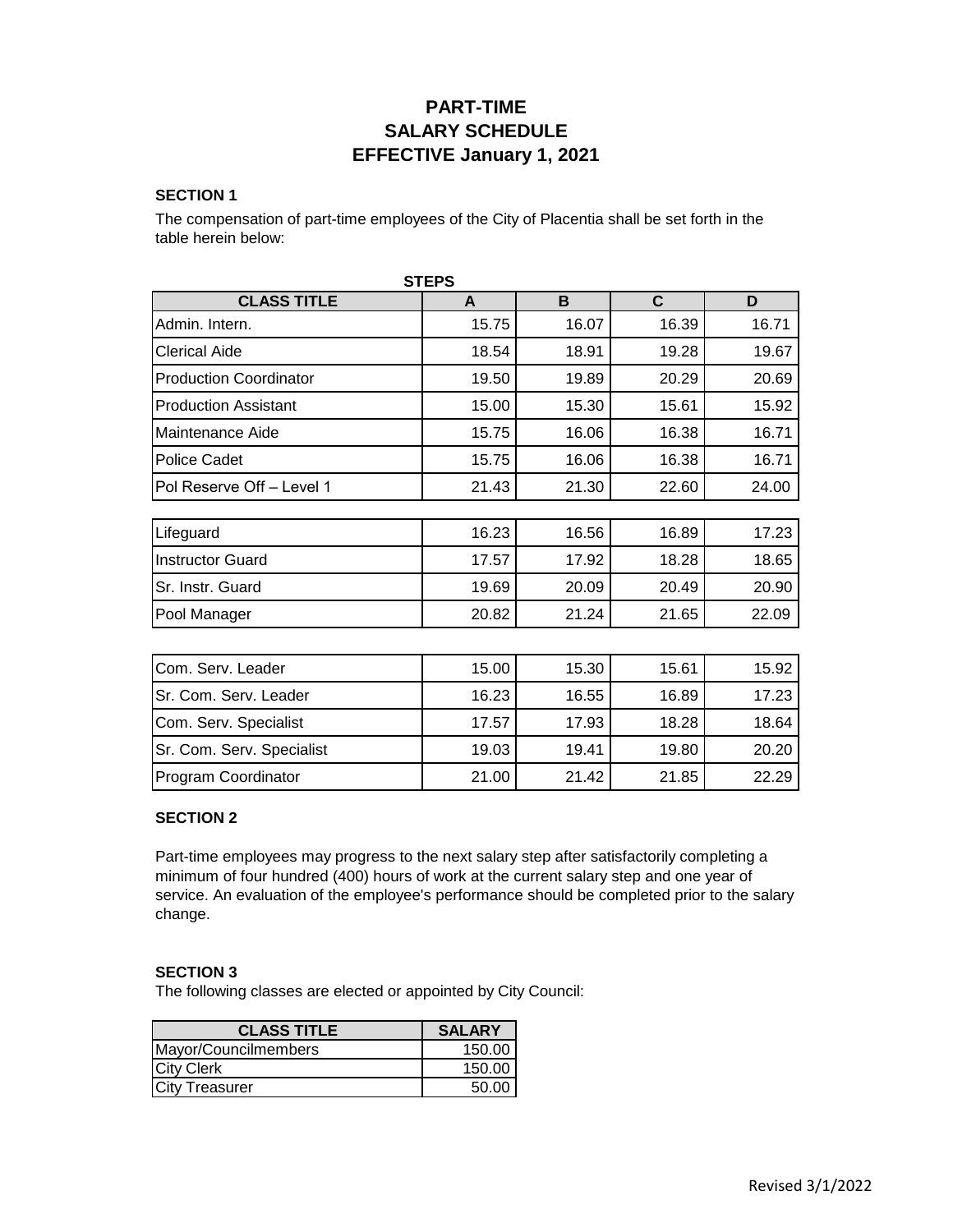# PART-TIME
# SALARY SCHEDULE
# EFFECTIVE January 1, 2021

**SECTION 1**

The compensation of part-time employees of the City of Placentia shall be set forth in the table herein below:

| | STEPS | | | |
|---|---|---|---|---|
| **CLASS TITLE** | **A** | **B** | **C** | **D** |
| Admin. Intern. | 15.75 | 16.07 | 16.39 | 16.71 |
| Clerical Aide | 18.54 | 18.91 | 19.28 | 19.67 |
| Production Coordinator | 19.50 | 19.89 | 20.29 | 20.69 |
| Production Assistant | 15.00 | 15.30 | 15.61 | 15.92 |
| Maintenance Aide | 15.75 | 16.06 | 16.38 | 16.71 |
| Police Cadet | 15.75 | 16.06 | 16.38 | 16.71 |
| Pol Reserve Off – Level 1 | 21.43 | 21.30 | 22.60 | 24.00 |
| Lifeguard | 16.23 | 16.56 | 16.89 | 17.23 |
| Instructor Guard | 17.57 | 17.92 | 18.28 | 18.65 |
| Sr. Instr. Guard | 19.69 | 20.09 | 20.49 | 20.90 |
| Pool Manager | 20.82 | 21.24 | 21.65 | 22.09 |
| Com. Serv. Leader | 15.00 | 15.30 | 15.61 | 15.92 |
| Sr. Com. Serv. Leader | 16.23 | 16.55 | 16.89 | 17.23 |
| Com. Serv. Specialist | 17.57 | 17.93 | 18.28 | 18.64 |
| Sr. Com. Serv. Specialist | 19.03 | 19.41 | 19.80 | 20.20 |
| Program Coordinator | 21.00 | 21.42 | 21.85 | 22.29 |

**SECTION 2**

Part-time employees may progress to the next salary step after satisfactorily completing a minimum of four hundred (400) hours of work at the current salary step and one year of service. An evaluation of the employee's performance should be completed prior to the salary change.

**SECTION 3**

The following classes are elected or appointed by City Council:

| CLASS TITLE | SALARY |
|---|---|
| Mayor/Councilmembers | 150.00 |
| City Clerk | 150.00 |
| City Treasurer | 50.00 |

Revised 3/1/2022